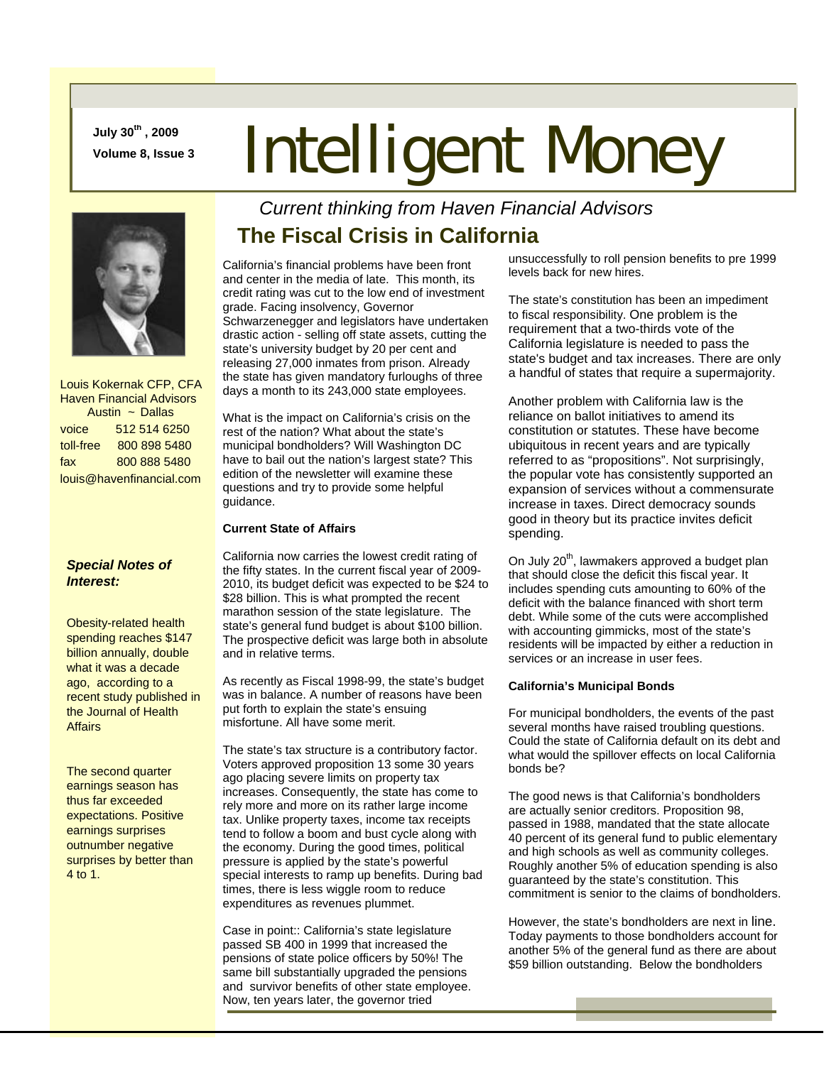**July 30th, 2009**
**Volume 8, Issue 3**

# Intelligent Money

*Current thinking from Haven Financial Advisors*

Louis Kokernak CFP, CFA
Haven Financial Advisors
Austin ~ Dallas

voice 512 514 6250
toll-free 800 898 5480
fax 800 888 5480
louis@havenfinancial.com

***Special Notes of Interest:***

Obesity-related health spending reaches $147 billion annually, double what it was a decade ago, according to a recent study published in the Journal of Health Affairs

The second quarter earnings season has thus far exceeded expectations. Positive earnings surprises outnumber negative surprises by better than 4 to 1.

## The Fiscal Crisis in California

California's financial problems have been front and center in the media of late. This month, its credit rating was cut to the low end of investment grade. Facing insolvency, Governor Schwarzenegger and legislators have undertaken drastic action - selling off state assets, cutting the state's university budget by 20 per cent and releasing 27,000 inmates from prison. Already the state has given mandatory furloughs of three days a month to its 243,000 state employees.

What is the impact on California's crisis on the rest of the nation? What about the state's municipal bondholders? Will Washington DC have to bail out the nation's largest state? This edition of the newsletter will examine these questions and try to provide some helpful guidance.

**Current State of Affairs**

California now carries the lowest credit rating of the fifty states. In the current fiscal year of 2009-2010, its budget deficit was expected to be $24 to $28 billion. This is what prompted the recent marathon session of the state legislature. The state's general fund budget is about $100 billion. The prospective deficit was large both in absolute and in relative terms.

As recently as Fiscal 1998-99, the state's budget was in balance. A number of reasons have been put forth to explain the state's ensuing misfortune. All have some merit.

The state's tax structure is a contributory factor. Voters approved proposition 13 some 30 years ago placing severe limits on property tax increases. Consequently, the state has come to rely more and more on its rather large income tax. Unlike property taxes, income tax receipts tend to follow a boom and bust cycle along with the economy. During the good times, political pressure is applied by the state's powerful special interests to ramp up benefits. During bad times, there is less wiggle room to reduce expenditures as revenues plummet.

Case in point:: California's state legislature passed SB 400 in 1999 that increased the pensions of state police officers by 50%! The same bill substantially upgraded the pensions and survivor benefits of other state employee. Now, ten years later, the governor tried unsuccessfully to roll pension benefits to pre 1999 levels back for new hires.

The state's constitution has been an impediment to fiscal responsibility. One problem is the requirement that a two-thirds vote of the California legislature is needed to pass the state's budget and tax increases. There are only a handful of states that require a supermajority.

Another problem with California law is the reliance on ballot initiatives to amend its constitution or statutes. These have become ubiquitous in recent years and are typically referred to as "propositions". Not surprisingly, the popular vote has consistently supported an expansion of services without a commensurate increase in taxes. Direct democracy sounds good in theory but its practice invites deficit spending.

On July 20th, lawmakers approved a budget plan that should close the deficit this fiscal year. It includes spending cuts amounting to 60% of the deficit with the balance financed with short term debt. While some of the cuts were accomplished with accounting gimmicks, most of the state's residents will be impacted by either a reduction in services or an increase in user fees.

**California's Municipal Bonds**

For municipal bondholders, the events of the past several months have raised troubling questions. Could the state of California default on its debt and what would the spillover effects on local California bonds be?

The good news is that California's bondholders are actually senior creditors. Proposition 98, passed in 1988, mandated that the state allocate 40 percent of its general fund to public elementary and high schools as well as community colleges. Roughly another 5% of education spending is also guaranteed by the state's constitution. This commitment is senior to the claims of bondholders.

However, the state's bondholders are next in line. Today payments to those bondholders account for another 5% of the general fund as there are about $59 billion outstanding. Below the bondholders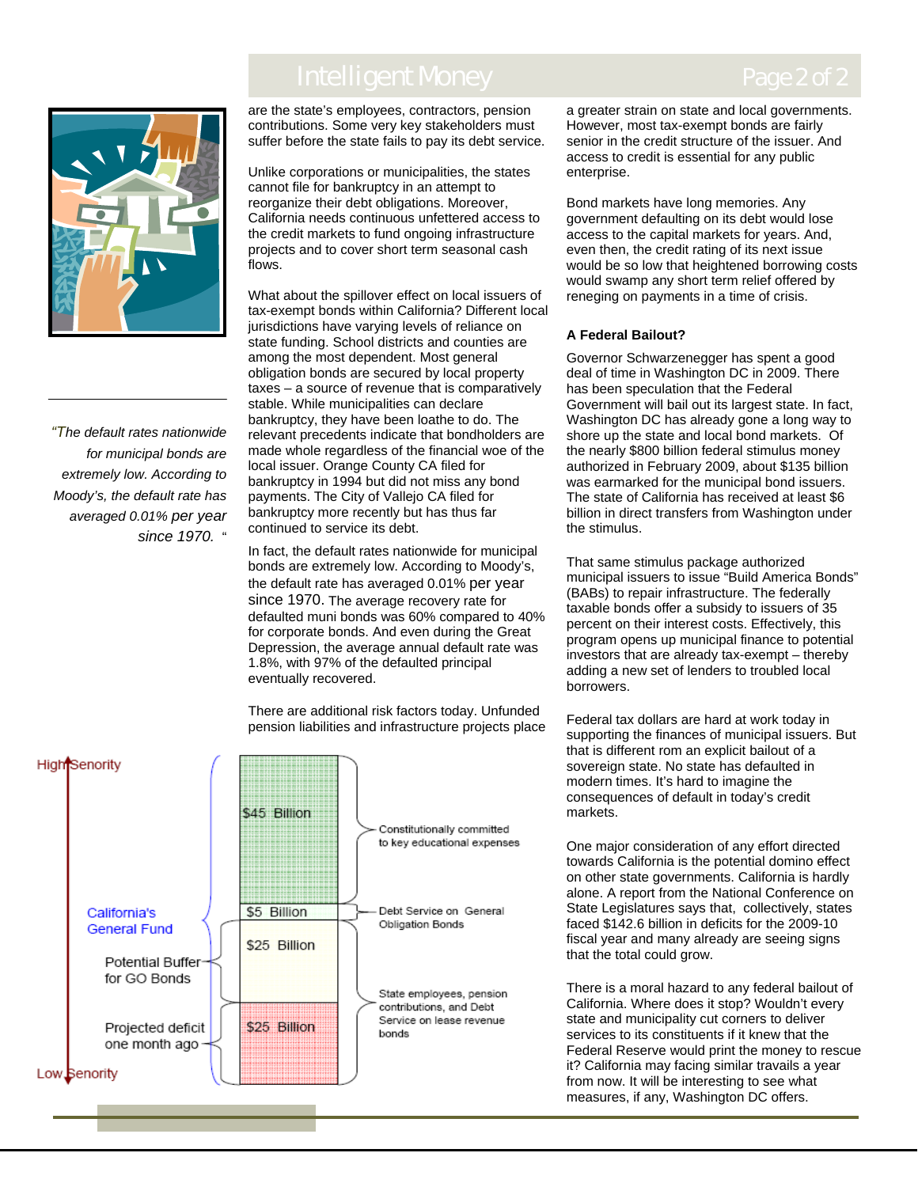are the state's employees, contractors, pension contributions. Some very key stakeholders must suffer before the state fails to pay its debt service.

Unlike corporations or municipalities, the states cannot file for bankruptcy in an attempt to reorganize their debt obligations. Moreover, California needs continuous unfettered access to the credit markets to fund ongoing infrastructure projects and to cover short term seasonal cash flows.

What about the spillover effect on local issuers of tax-exempt bonds within California? Different local jurisdictions have varying levels of reliance on state funding. School districts and counties are among the most dependent. Most general obligation bonds are secured by local property taxes – a source of revenue that is comparatively stable. While municipalities can declare bankruptcy, they have been loathe to do. The relevant precedents indicate that bondholders are made whole regardless of the financial woe of the local issuer. Orange County CA filed for bankruptcy in 1994 but did not miss any bond payments. The City of Vallejo CA filed for bankruptcy more recently but has thus far continued to service its debt.

*"The default rates nationwide for municipal bonds are extremely low. According to Moody's, the default rate has averaged 0.01% per year since 1970."*

In fact, the default rates nationwide for municipal bonds are extremely low. According to Moody's, the default rate has averaged 0.01% per year since 1970. The average recovery rate for defaulted muni bonds was 60% compared to 40% for corporate bonds. And even during the Great Depression, the average annual default rate was 1.8%, with 97% of the defaulted principal eventually recovered.

There are additional risk factors today. Unfunded pension liabilities and infrastructure projects place a greater strain on state and local governments. However, most tax-exempt bonds are fairly senior in the credit structure of the issuer. And access to credit is essential for any public enterprise.

Bond markets have long memories. Any government defaulting on its debt would lose access to the capital markets for years. And, even then, the credit rating of its next issue would be so low that heightened borrowing costs would swamp any short term relief offered by reneging on payments in a time of crisis.

High Senority

Low Senority

California's General Fund

$45 Billion — Constitutionally committed to key educational expenses

$5 Billion — Debt Service on General Obligation Bonds

$25 Billion — Potential Buffer for GO Bonds

$25 Billion — Projected deficit one month ago

State employees, pension contributions, and Debt Service on lease revenue bonds

### A Federal Bailout?

Governor Schwarzenegger has spent a good deal of time in Washington DC in 2009. There has been speculation that the Federal Government will bail out its largest state. In fact, Washington DC has already gone a long way to shore up the state and local bond markets. Of the nearly $800 billion federal stimulus money authorized in February 2009, about $135 billion was earmarked for the municipal bond issuers. The state of California has received at least $6 billion in direct transfers from Washington under the stimulus.

That same stimulus package authorized municipal issuers to issue "Build America Bonds" (BABs) to repair infrastructure. The federally taxable bonds offer a subsidy to issuers of 35 percent on their interest costs. Effectively, this program opens up municipal finance to potential investors that are already tax-exempt – thereby adding a new set of lenders to troubled local borrowers.

Federal tax dollars are hard at work today in supporting the finances of municipal issuers. But that is different rom an explicit bailout of a sovereign state. No state has defaulted in modern times. It's hard to imagine the consequences of default in today's credit markets.

One major consideration of any effort directed towards California is the potential domino effect on other state governments. California is hardly alone. A report from the National Conference on State Legislatures says that, collectively, states faced $142.6 billion in deficits for the 2009-10 fiscal year and many already are seeing signs that the total could grow.

There is a moral hazard to any federal bailout of California. Where does it stop? Wouldn't every state and municipality cut corners to deliver services to its constituents if it knew that the Federal Reserve would print the money to rescue it? California may facing similar travails a year from now. It will be interesting to see what measures, if any, Washington DC offers.